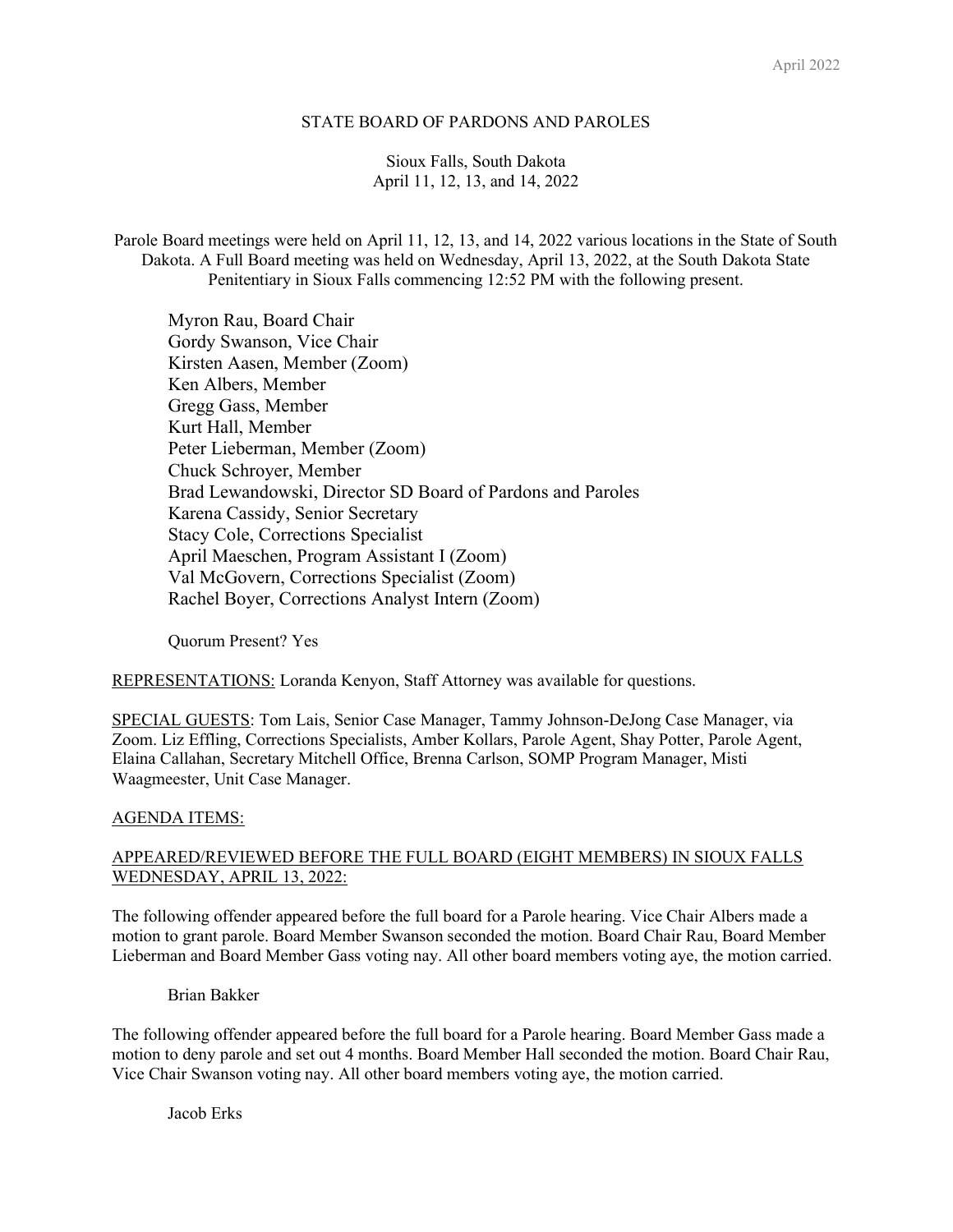# STATE BOARD OF PARDONS AND PAROLES

Sioux Falls, South Dakota
April 11, 12, 13, and 14, 2022

Parole Board meetings were held on April 11, 12, 13, and 14, 2022 various locations in the State of South Dakota. A Full Board meeting was held on Wednesday, April 13, 2022, at the South Dakota State Penitentiary in Sioux Falls commencing 12:52 PM with the following present.

Myron Rau, Board Chair
Gordy Swanson, Vice Chair
Kirsten Aasen, Member (Zoom)
Ken Albers, Member
Gregg Gass, Member
Kurt Hall, Member
Peter Lieberman, Member (Zoom)
Chuck Schroyer, Member
Brad Lewandowski, Director SD Board of Pardons and Paroles
Karena Cassidy, Senior Secretary
Stacy Cole, Corrections Specialist
April Maeschen, Program Assistant I (Zoom)
Val McGovern, Corrections Specialist (Zoom)
Rachel Boyer, Corrections Analyst Intern (Zoom)

Quorum Present? Yes

REPRESENTATIONS: Loranda Kenyon, Staff Attorney was available for questions.

SPECIAL GUESTS: Tom Lais, Senior Case Manager, Tammy Johnson-DeJong Case Manager, via Zoom. Liz Effling, Corrections Specialists, Amber Kollars, Parole Agent, Shay Potter, Parole Agent, Elaina Callahan, Secretary Mitchell Office, Brenna Carlson, SOMP Program Manager, Misti Waagmeester, Unit Case Manager.

AGENDA ITEMS:

APPEARED/REVIEWED BEFORE THE FULL BOARD (EIGHT MEMBERS) IN SIOUX FALLS WEDNESDAY, APRIL 13, 2022:

The following offender appeared before the full board for a Parole hearing. Vice Chair Albers made a motion to grant parole. Board Member Swanson seconded the motion. Board Chair Rau, Board Member Lieberman and Board Member Gass voting nay. All other board members voting aye, the motion carried.

Brian Bakker

The following offender appeared before the full board for a Parole hearing. Board Member Gass made a motion to deny parole and set out 4 months. Board Member Hall seconded the motion. Board Chair Rau, Vice Chair Swanson voting nay. All other board members voting aye, the motion carried.

Jacob Erks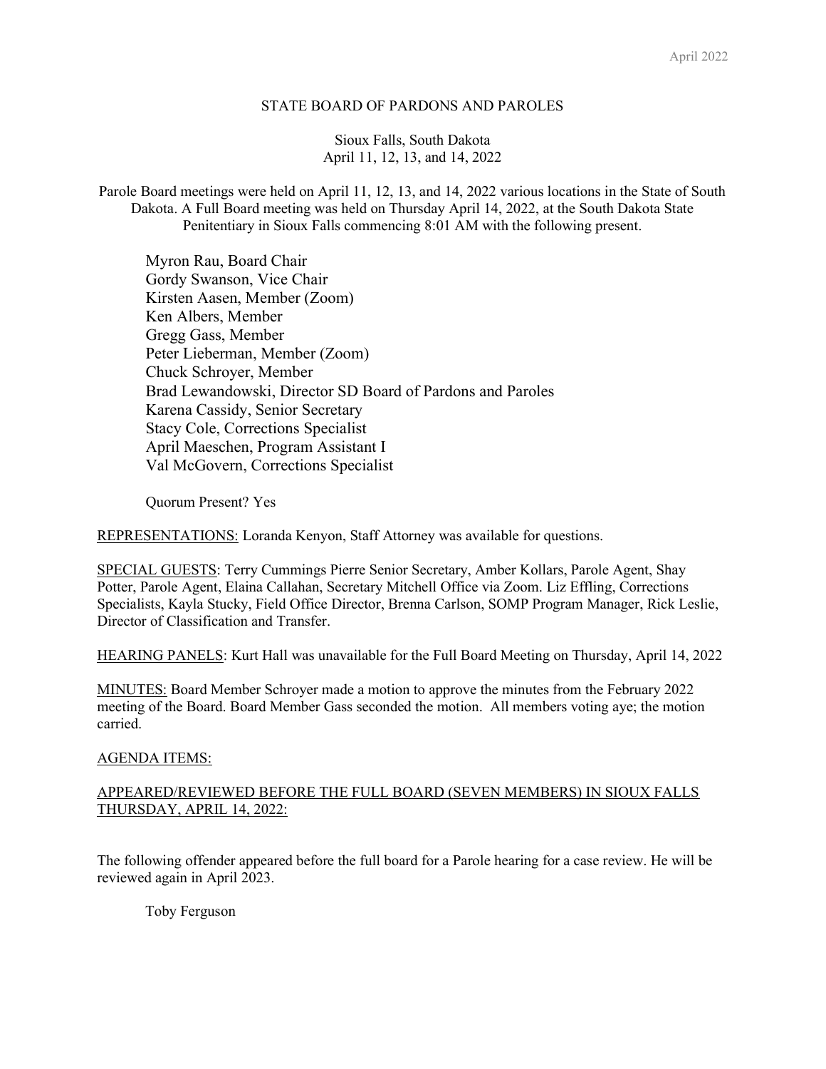STATE BOARD OF PARDONS AND PAROLES

Sioux Falls, South Dakota
April 11, 12, 13, and 14, 2022

Parole Board meetings were held on April 11, 12, 13, and 14, 2022 various locations in the State of South Dakota. A Full Board meeting was held on Thursday April 14, 2022, at the South Dakota State Penitentiary in Sioux Falls commencing 8:01 AM with the following present.

Myron Rau, Board Chair
Gordy Swanson, Vice Chair
Kirsten Aasen, Member (Zoom)
Ken Albers, Member
Gregg Gass, Member
Peter Lieberman, Member (Zoom)
Chuck Schroyer, Member
Brad Lewandowski, Director SD Board of Pardons and Paroles
Karena Cassidy, Senior Secretary
Stacy Cole, Corrections Specialist
April Maeschen, Program Assistant I
Val McGovern, Corrections Specialist

Quorum Present? Yes

REPRESENTATIONS: Loranda Kenyon, Staff Attorney was available for questions.

SPECIAL GUESTS: Terry Cummings Pierre Senior Secretary, Amber Kollars, Parole Agent, Shay Potter, Parole Agent, Elaina Callahan, Secretary Mitchell Office via Zoom. Liz Effling, Corrections Specialists, Kayla Stucky, Field Office Director, Brenna Carlson, SOMP Program Manager, Rick Leslie, Director of Classification and Transfer.

HEARING PANELS: Kurt Hall was unavailable for the Full Board Meeting on Thursday, April 14, 2022

MINUTES: Board Member Schroyer made a motion to approve the minutes from the February 2022 meeting of the Board. Board Member Gass seconded the motion. All members voting aye; the motion carried.

AGENDA ITEMS:

APPEARED/REVIEWED BEFORE THE FULL BOARD (SEVEN MEMBERS) IN SIOUX FALLS THURSDAY, APRIL 14, 2022:

The following offender appeared before the full board for a Parole hearing for a case review. He will be reviewed again in April 2023.

Toby Ferguson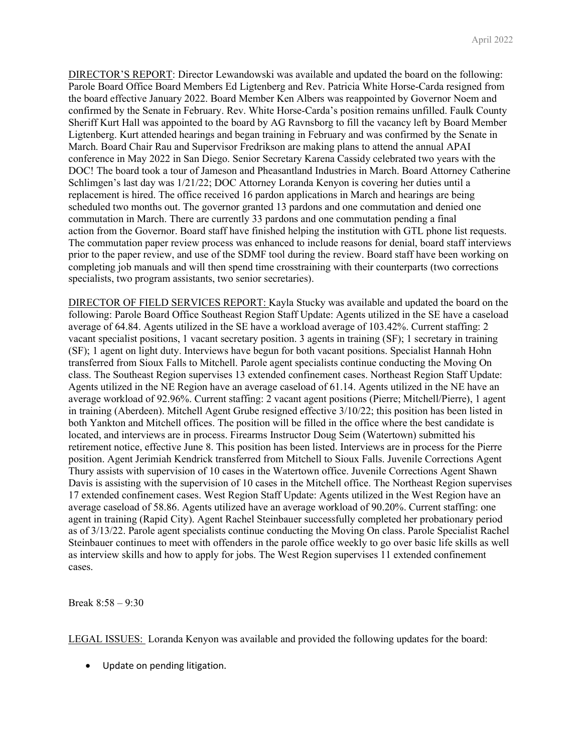DIRECTOR'S REPORT: Director Lewandowski was available and updated the board on the following: Parole Board Office Board Members Ed Ligtenberg and Rev. Patricia White Horse-Carda resigned from the board effective January 2022. Board Member Ken Albers was reappointed by Governor Noem and confirmed by the Senate in February. Rev. White Horse-Carda's position remains unfilled. Faulk County Sheriff Kurt Hall was appointed to the board by AG Ravnsborg to fill the vacancy left by Board Member Ligtenberg. Kurt attended hearings and began training in February and was confirmed by the Senate in March. Board Chair Rau and Supervisor Fredrikson are making plans to attend the annual APAI conference in May 2022 in San Diego. Senior Secretary Karena Cassidy celebrated two years with the DOC! The board took a tour of Jameson and Pheasantland Industries in March. Board Attorney Catherine Schlimgen's last day was 1/21/22; DOC Attorney Loranda Kenyon is covering her duties until a replacement is hired. The office received 16 pardon applications in March and hearings are being scheduled two months out. The governor granted 13 pardons and one commutation and denied one commutation in March. There are currently 33 pardons and one commutation pending a final action from the Governor. Board staff have finished helping the institution with GTL phone list requests. The commutation paper review process was enhanced to include reasons for denial, board staff interviews prior to the paper review, and use of the SDMF tool during the review. Board staff have been working on completing job manuals and will then spend time crosstraining with their counterparts (two corrections specialists, two program assistants, two senior secretaries).

DIRECTOR OF FIELD SERVICES REPORT: Kayla Stucky was available and updated the board on the following: Parole Board Office Southeast Region Staff Update: Agents utilized in the SE have a caseload average of 64.84. Agents utilized in the SE have a workload average of 103.42%. Current staffing: 2 vacant specialist positions, 1 vacant secretary position. 3 agents in training (SF); 1 secretary in training (SF); 1 agent on light duty. Interviews have begun for both vacant positions. Specialist Hannah Hohn transferred from Sioux Falls to Mitchell. Parole agent specialists continue conducting the Moving On class. The Southeast Region supervises 13 extended confinement cases. Northeast Region Staff Update: Agents utilized in the NE Region have an average caseload of 61.14. Agents utilized in the NE have an average workload of 92.96%. Current staffing: 2 vacant agent positions (Pierre; Mitchell/Pierre), 1 agent in training (Aberdeen). Mitchell Agent Grube resigned effective 3/10/22; this position has been listed in both Yankton and Mitchell offices. The position will be filled in the office where the best candidate is located, and interviews are in process. Firearms Instructor Doug Seim (Watertown) submitted his retirement notice, effective June 8. This position has been listed. Interviews are in process for the Pierre position. Agent Jerimiah Kendrick transferred from Mitchell to Sioux Falls. Juvenile Corrections Agent Thury assists with supervision of 10 cases in the Watertown office. Juvenile Corrections Agent Shawn Davis is assisting with the supervision of 10 cases in the Mitchell office. The Northeast Region supervises 17 extended confinement cases. West Region Staff Update: Agents utilized in the West Region have an average caseload of 58.86. Agents utilized have an average workload of 90.20%. Current staffing: one agent in training (Rapid City). Agent Rachel Steinbauer successfully completed her probationary period as of 3/13/22. Parole agent specialists continue conducting the Moving On class. Parole Specialist Rachel Steinbauer continues to meet with offenders in the parole office weekly to go over basic life skills as well as interview skills and how to apply for jobs. The West Region supervises 11 extended confinement cases.

Break 8:58 – 9:30

LEGAL ISSUES: Loranda Kenyon was available and provided the following updates for the board:

- Update on pending litigation.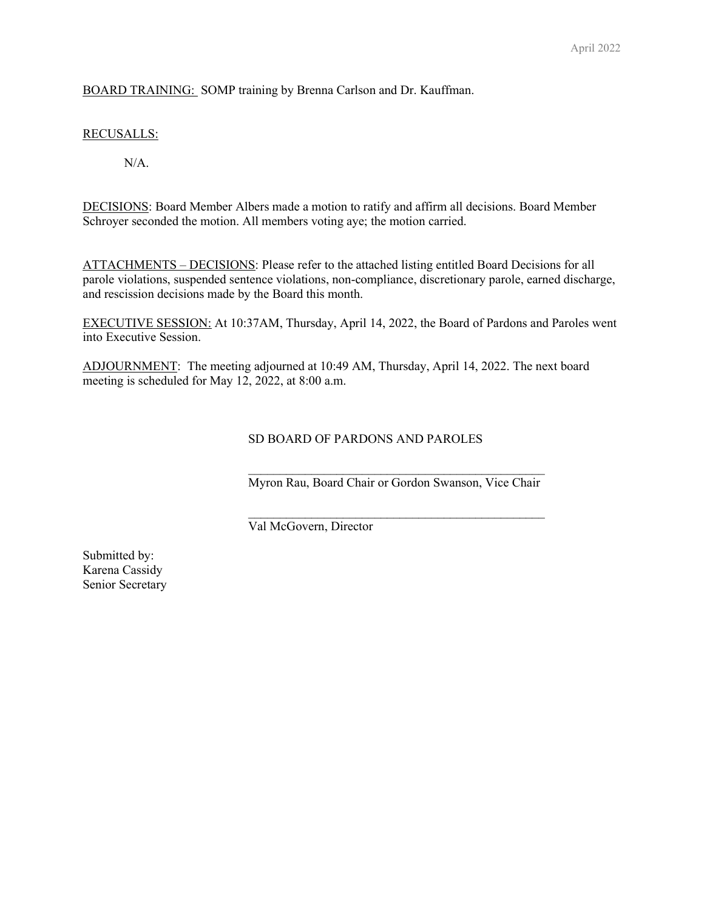BOARD TRAINING: SOMP training by Brenna Carlson and Dr. Kauffman.

RECUSALLS:

N/A.

DECISIONS: Board Member Albers made a motion to ratify and affirm all decisions. Board Member Schroyer seconded the motion. All members voting aye; the motion carried.

ATTACHMENTS – DECISIONS: Please refer to the attached listing entitled Board Decisions for all parole violations, suspended sentence violations, non-compliance, discretionary parole, earned discharge, and rescission decisions made by the Board this month.

EXECUTIVE SESSION: At 10:37AM, Thursday, April 14, 2022, the Board of Pardons and Paroles went into Executive Session.

ADJOURNMENT: The meeting adjourned at 10:49 AM, Thursday, April 14, 2022. The next board meeting is scheduled for May 12, 2022, at 8:00 a.m.

SD BOARD OF PARDONS AND PAROLES

\_\_\_\_\_\_\_\_\_\_\_\_\_\_\_\_\_\_\_\_\_\_\_\_\_\_\_\_\_\_\_\_\_\_\_\_\_\_\_\_\_\_\_\_\_\_\_\_

Myron Rau, Board Chair or Gordon Swanson, Vice Chair

\_\_\_\_\_\_\_\_\_\_\_\_\_\_\_\_\_\_\_\_\_\_\_\_\_\_\_\_\_\_\_\_\_\_\_\_\_\_\_\_\_\_\_\_\_\_\_\_

Val McGovern, Director

Submitted by:
Karena Cassidy
Senior Secretary